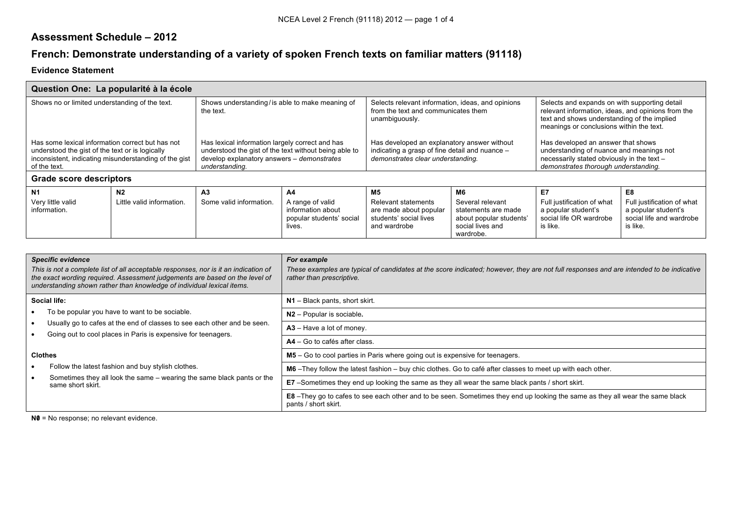# Assessment Schedule – 2012

## French: Demonstrate understanding of a variety of spoken French texts on familiar matters (91118)

### Evidence Statement

| Question One: La popularité à la école | | | | | | | |
|---|---|---|---|---|---|---|---|
| Shows no or limited understanding of the text.<br><br>Has some lexical information correct but has not understood the gist of the text or is logically inconsistent, indicating misunderstanding of the gist of the text. | | Shows understanding / is able to make meaning of the text.<br><br>Has lexical information largely correct and has understood the gist of the text without being able to develop explanatory answers – *demonstrates understanding.* | | Selects relevant information, ideas, and opinions from the text and communicates them unambiguously.<br><br>Has developed an explanatory answer without indicating a grasp of fine detail and nuance – *demonstrates clear understanding.* | | Selects and expands on with supporting detail relevant information, ideas, and opinions from the text and shows understanding of the implied meanings or conclusions within the text.<br><br>Has developed an answer that shows understanding of nuance and meanings not necessarily stated obviously in the text – *demonstrates thorough understanding.* | |
| **Grade score descriptors** | | | | | | | |
| **N1** | **N2** | **A3** | **A4** | **M5** | **M6** | **E7** | **E8** |
| Very little valid information. | Little valid information. | Some valid information. | A range of valid information about popular students' social lives. | Relevant statements are made about popular students' social lives and wardrobe | Several relevant statements are made about popular students' social lives and wardrobe. | Full justification of what a popular student's social life OR wardrobe is like. | Full justification of what a popular student's social life and wardrobe is like. |

| ***Specific evidence***<br>*This is not a complete list of all acceptable responses, nor is it an indication of the exact wording required. Assessment judgements are based on the level of understanding shown rather than knowledge of individual lexical items.* | ***For example***<br>*These examples are typical of candidates at the score indicated; however, they are not full responses and are intended to be indicative rather than prescriptive.* |
|---|---|
| **Social life:**<br>• To be popular you have to want to be sociable.<br>• Usually go to cafes at the end of classes to see each other and be seen.<br>• Going out to cool places in Paris is expensive for teenagers.<br><br>**Clothes**<br>• Follow the latest fashion and buy stylish clothes.<br>• Sometimes they all look the same – wearing the same black pants or the same short skirt. | **N1** – Black pants, short skirt.<br>**N2** – Popular is sociable**.**<br>**A3** – Have a lot of money.<br>**A4** – Go to cafés after class.<br>**M5** – Go to cool parties in Paris where going out is expensive for teenagers.<br>**M6** –They follow the latest fashion – buy chic clothes. Go to café after classes to meet up with each other.<br>**E7** –Sometimes they end up looking the same as they all wear the same black pants / short skirt.<br>**E8** –They go to cafes to see each other and to be seen. Sometimes they end up looking the same as they all wear the same black pants / short skirt. |

**N0** = No response; no relevant evidence.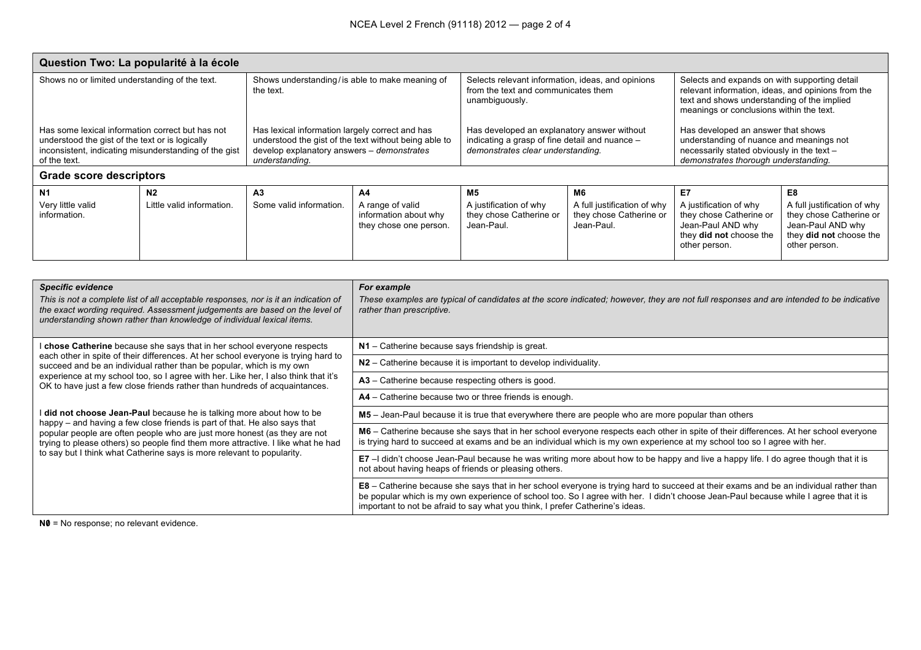| Question Two: La popularité à l'école | | | | | | | |
|---|---|---|---|---|---|---|---|
| Shows no or limited understanding of the text.<br><br>Has some lexical information correct but has not understood the gist of the text or is logically inconsistent, indicating misunderstanding of the gist of the text. | | Shows understanding/is able to make meaning of the text.<br><br>Has lexical information largely correct and has understood the gist of the text without being able to develop explanatory answers – *demonstrates understanding.* | | Selects relevant information, ideas, and opinions from the text and communicates them unambiguously.<br><br>Has developed an explanatory answer without indicating a grasp of fine detail and nuance – *demonstrates clear understanding.* | | Selects and expands on with supporting detail relevant information, ideas, and opinions from the text and shows understanding of the implied meanings or conclusions within the text.<br><br>Has developed an answer that shows understanding of nuance and meanings not necessarily stated obviously in the text – *demonstrates thorough understanding.* | |
| **Grade score descriptors** | | | | | | | |
| **N1** | **N2** | **A3** | **A4** | **M5** | **M6** | **E7** | **E8** |
| Very little valid information. | Little valid information. | Some valid information. | A range of valid information about why they chose one person. | A justification of why they chose Catherine or Jean-Paul. | A full justification of why they chose Catherine or Jean-Paul. | A justification of why they chose Catherine or Jean-Paul AND why they **did not** choose the other person. | A full justification of why they chose Catherine or Jean-Paul AND why they **did not** choose the other person. |

| ***Specific evidence***<br>*This is not a complete list of all acceptable responses, nor is it an indication of the exact wording required. Assessment judgements are based on the level of understanding shown rather than knowledge of individual lexical items.* | ***For example***<br>*These examples are typical of candidates at the score indicated; however, they are not full responses and are intended to be indicative rather than prescriptive.* |
|---|---|
| I **chose Catherine** because she says that in her school everyone respects each other in spite of their differences. At her school everyone is trying hard to succeed and be an individual rather than be popular, which is my own experience at my school too, so I agree with her. Like her, I also think that it's OK to have just a few close friends rather than hundreds of acquaintances.<br><br>I **did not choose Jean-Paul** because he is talking more about how to be happy – and having a few close friends is part of that. He also says that popular people are often people who are just more honest (as they are not trying to please others) so people find them more attractive. I like what he had to say but I think what Catherine says is more relevant to popularity. | **N1** – Catherine because says friendship is great. |
| | **N2** – Catherine because it is important to develop individuality. |
| | **A3** – Catherine because respecting others is good. |
| | **A4** – Catherine because two or three friends is enough. |
| | **M5** – Jean-Paul because it is true that everywhere there are people who are more popular than others |
| | **M6** – Catherine because she says that in her school everyone respects each other in spite of their differences. At her school everyone is trying hard to succeed at exams and be an individual which is my own experience at my school too so I agree with her. |
| | **E7** –I didn't choose Jean-Paul because he was writing more about how to be happy and live a happy life. I do agree though that it is not about having heaps of friends or pleasing others. |
| | **E8** – Catherine because she says that in her school everyone is trying hard to succeed at their exams and be an individual rather than be popular which is my own experience of school too. So I agree with her. I didn't choose Jean-Paul because while I agree that it is important to not be afraid to say what you think, I prefer Catherine's ideas. |

**N0** = No response; no relevant evidence.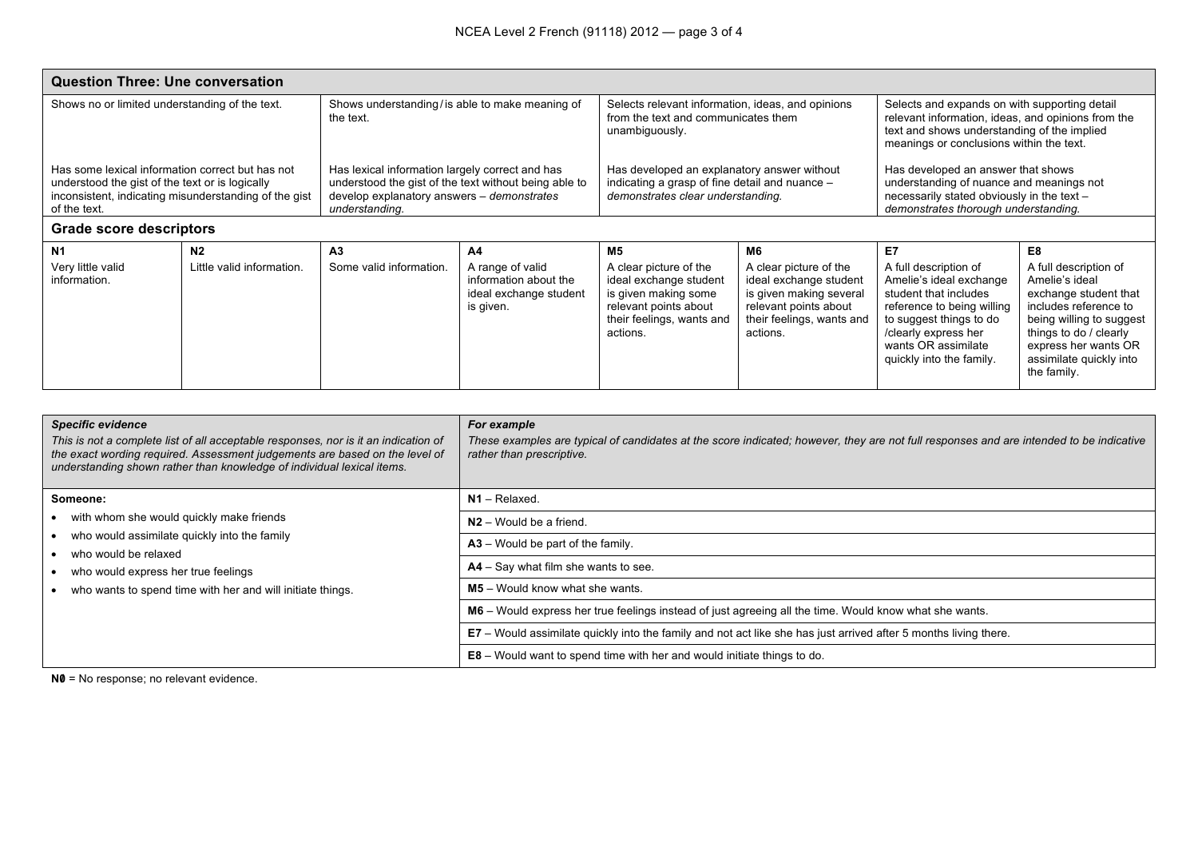| **Question Three: Une conversation** | | | | | | | |
|---|---|---|---|---|---|---|---|
| Shows no or limited understanding of the text. | | Shows understanding / is able to make meaning of the text. | | Selects relevant information, ideas, and opinions from the text and communicates them unambiguously. | | Selects and expands on with supporting detail relevant information, ideas, and opinions from the text and shows understanding of the implied meanings or conclusions within the text. | |
| Has some lexical information correct but has not understood the gist of the text or is logically inconsistent, indicating misunderstanding of the gist of the text. | | Has lexical information largely correct and has understood the gist of the text without being able to develop explanatory answers – *demonstrates understanding.* | | Has developed an explanatory answer without indicating a grasp of fine detail and nuance – *demonstrates clear understanding.* | | Has developed an answer that shows understanding of nuance and meanings not necessarily stated obviously in the text – *demonstrates thorough understanding.* | |
| **Grade score descriptors** | | | | | | | |
| **N1** | **N2** | **A3** | **A4** | **M5** | **M6** | **E7** | **E8** |
| Very little valid information. | Little valid information. | Some valid information. | A range of valid information about the ideal exchange student is given. | A clear picture of the ideal exchange student is given making some relevant points about their feelings, wants and actions. | A clear picture of the ideal exchange student is given making several relevant points about their feelings, wants and actions. | A full description of Amelie's ideal exchange student that includes reference to being willing to suggest things to do /clearly express her wants OR assimilate quickly into the family. | A full description of Amelie's ideal exchange student that includes reference to being willing to suggest things to do / clearly express her wants OR assimilate quickly into the family. |

| ***Specific evidence*** *This is not a complete list of all acceptable responses, nor is it an indication of the exact wording required. Assessment judgements are based on the level of understanding shown rather than knowledge of individual lexical items.* | ***For example*** *These examples are typical of candidates at the score indicated; however, they are not full responses and are intended to be indicative rather than prescriptive.* |
|---|---|
| **Someone:** | **N1** – Relaxed. |
| • with whom she would quickly make friends | **N2** – Would be a friend. |
| • who would assimilate quickly into the family | **A3** – Would be part of the family. |
| • who would be relaxed | **A4** – Say what film she wants to see. |
| • who would express her true feelings | **M5** – Would know what she wants. |
| • who wants to spend time with her and will initiate things. | **M6** – Would express her true feelings instead of just agreeing all the time. Would know what she wants. |
| | **E7** – Would assimilate quickly into the family and not act like she has just arrived after 5 months living there. |
| | **E8** – Would want to spend time with her and would initiate things to do. |

**N0** = No response; no relevant evidence.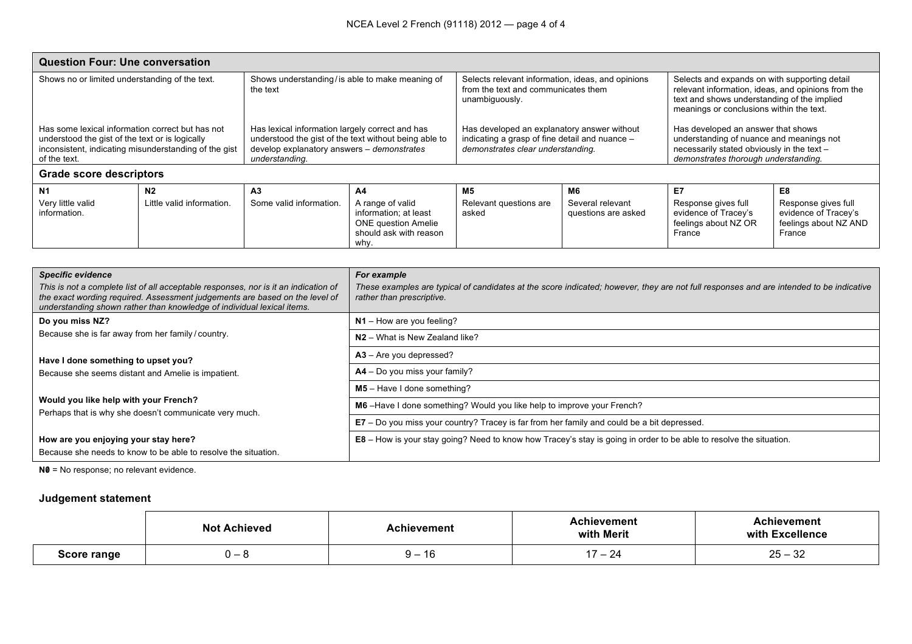| Question Four: Une conversation | | | | | | | |
|---|---|---|---|---|---|---|---|
| Shows no or limited understanding of the text. | | Shows understanding / is able to make meaning of the text | | Selects relevant information, ideas, and opinions from the text and communicates them unambiguously. | | Selects and expands on with supporting detail relevant information, ideas, and opinions from the text and shows understanding of the implied meanings or conclusions within the text. | |
| Has some lexical information correct but has not understood the gist of the text or is logically inconsistent, indicating misunderstanding of the gist of the text. | | Has lexical information largely correct and has understood the gist of the text without being able to develop explanatory answers – *demonstrates understanding.* | | Has developed an explanatory answer without indicating a grasp of fine detail and nuance – *demonstrates clear understanding.* | | Has developed an answer that shows understanding of nuance and meanings not necessarily stated obviously in the text – *demonstrates thorough understanding.* | |
| **Grade score descriptors** | | | | | | | |
| **N1** | **N2** | **A3** | **A4** | **M5** | **M6** | **E7** | **E8** |
| Very little valid information. | Little valid information. | Some valid information. | A range of valid information; at least ONE question Amelie should ask with reason why. | Relevant questions are asked | Several relevant questions are asked | Response gives full evidence of Tracey's feelings about NZ OR France | Response gives full evidence of Tracey's feelings about NZ AND France |

| ***Specific evidence*** *This is not a complete list of all acceptable responses, nor is it an indication of the exact wording required. Assessment judgements are based on the level of understanding shown rather than knowledge of individual lexical items.* | ***For example*** *These examples are typical of candidates at the score indicated; however, they are not full responses and are intended to be indicative rather than prescriptive.* |
|---|---|
| **Do you miss NZ?** Because she is far away from her family / country. | **N1** – How are you feeling? |
| | **N2** – What is New Zealand like? |
| **Have I done something to upset you?** Because she seems distant and Amelie is impatient. | **A3** – Are you depressed? |
| | **A4** – Do you miss your family? |
| **Would you like help with your French?** Perhaps that is why she doesn't communicate very much. | **M5** – Have I done something? |
| | **M6** –Have I done something? Would you like help to improve your French? |
| **How are you enjoying your stay here?** Because she needs to know to be able to resolve the situation. | **E7** – Do you miss your country? Tracey is far from her family and could be a bit depressed. |
| | **E8** – How is your stay going? Need to know how Tracey's stay is going in order to be able to resolve the situation. |

**N0** = No response; no relevant evidence.

## Judgement statement

| | Not Achieved | Achievement | Achievement with Merit | Achievement with Excellence |
|---|---|---|---|---|
| **Score range** | 0 – 8 | 9 – 16 | 17 – 24 | 25 – 32 |